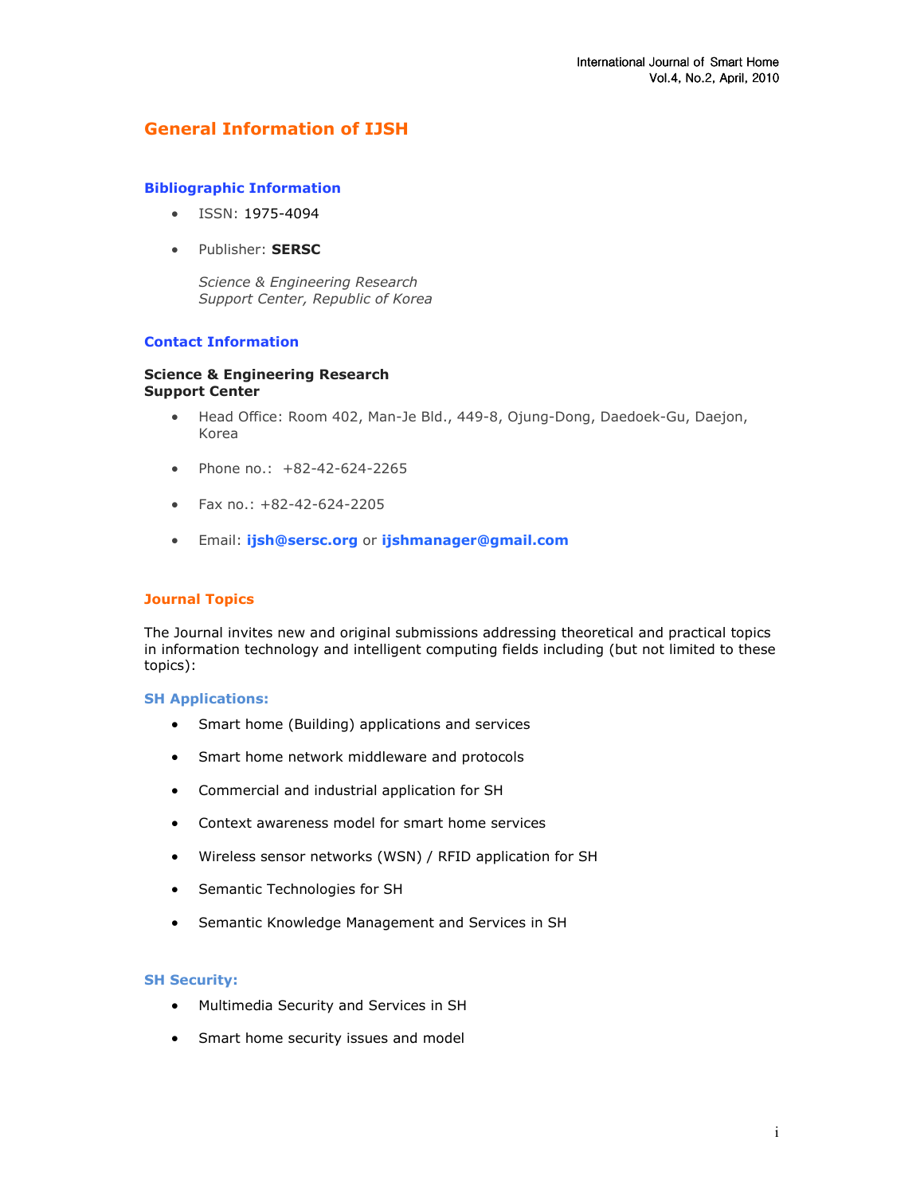# General Information of IJSH

## Bibliographic Information

- ISSN: 1975-4094
- Publisher: **SERSC**

  *Science & Engineering Research Support Center, Republic of Korea*

## Contact Information

**Science & Engineering Research Support Center**

- Head Office: Room 402, Man-Je Bld., 449-8, Ojung-Dong, Daedoek-Gu, Daejon, Korea
- Phone no.: +82-42-624-2265
- Fax no.: +82-42-624-2205
- Email: **ijsh@sersc.org** or **ijshmanager@gmail.com**

# Journal Topics

The Journal invites new and original submissions addressing theoretical and practical topics in information technology and intelligent computing fields including (but not limited to these topics):

### SH Applications:

- Smart home (Building) applications and services
- Smart home network middleware and protocols
- Commercial and industrial application for SH
- Context awareness model for smart home services
- Wireless sensor networks (WSN) / RFID application for SH
- Semantic Technologies for SH
- Semantic Knowledge Management and Services in SH

### SH Security:

- Multimedia Security and Services in SH
- Smart home security issues and model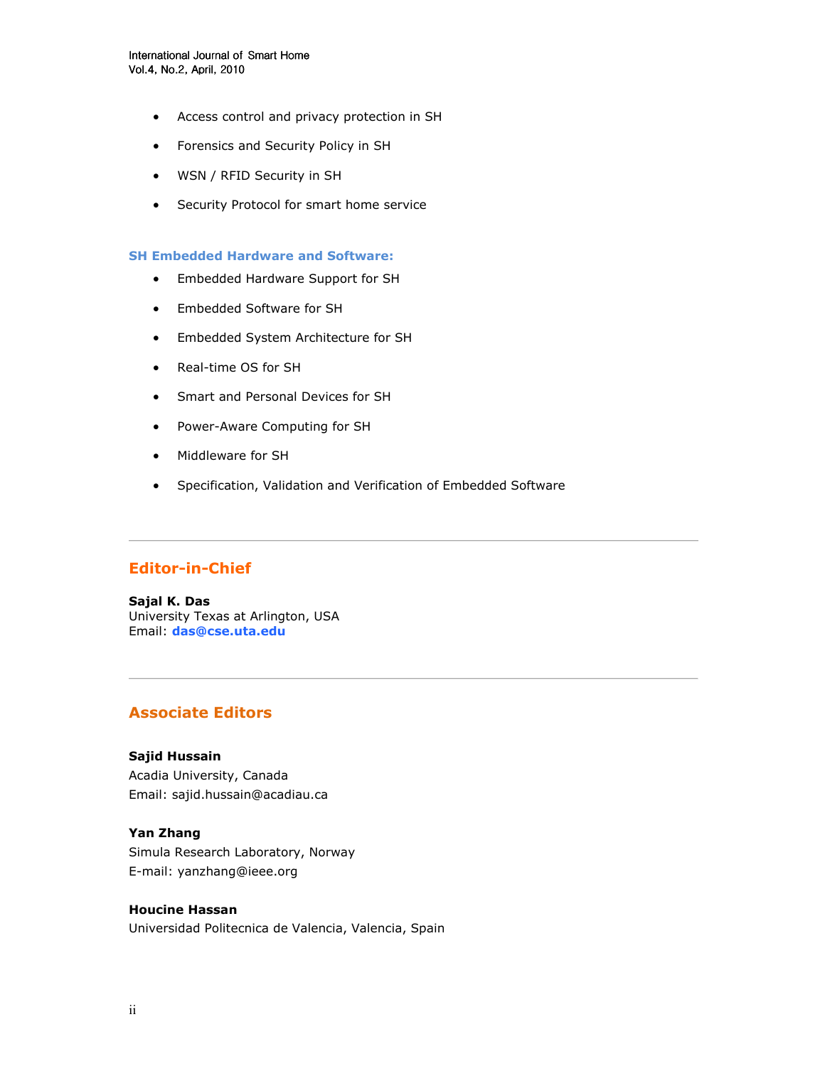- Access control and privacy protection in SH
- Forensics and Security Policy in SH
- WSN / RFID Security in SH
- Security Protocol for smart home service

### SH Embedded Hardware and Software:

- Embedded Hardware Support for SH
- Embedded Software for SH
- Embedded System Architecture for SH
- Real-time OS for SH
- Smart and Personal Devices for SH
- Power-Aware Computing for SH
- Middleware for SH
- Specification, Validation and Verification of Embedded Software

---

## Editor-in-Chief

**Sajal K. Das**
University Texas at Arlington, USA
Email: **das@cse.uta.edu**

---

## Associate Editors

**Sajid Hussain**
Acadia University, Canada
Email: sajid.hussain@acadiau.ca

**Yan Zhang**
Simula Research Laboratory, Norway
E-mail: yanzhang@ieee.org

**Houcine Hassan**
Universidad Politecnica de Valencia, Valencia, Spain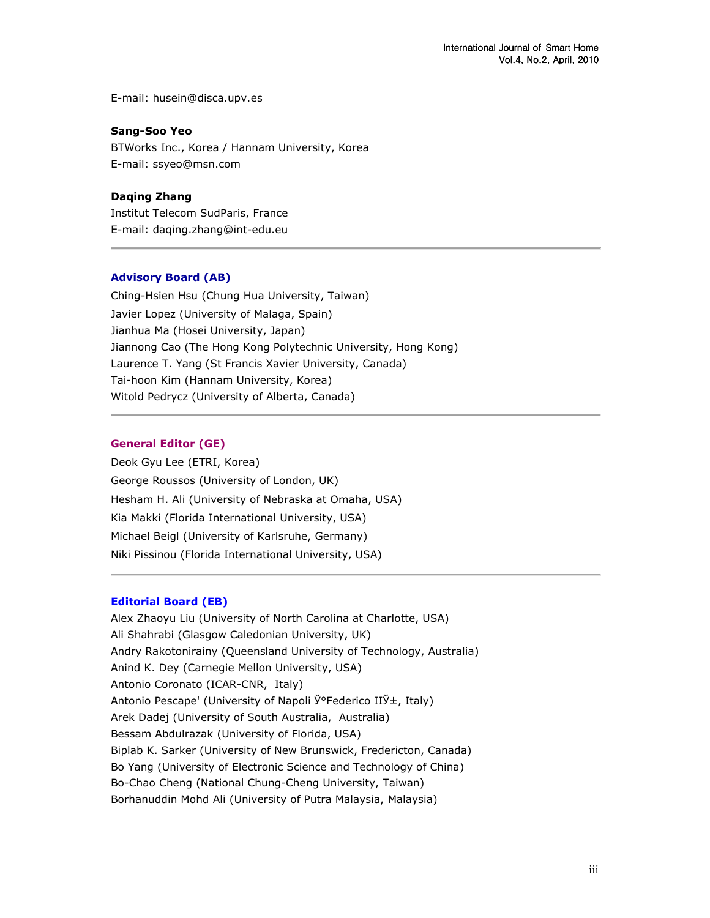E-mail: husein@disca.upv.es

**Sang-Soo Yeo**
BTWorks Inc., Korea / Hannam University, Korea
E-mail: ssyeo@msn.com

**Daqing Zhang**
Institut Telecom SudParis, France
E-mail: daqing.zhang@int-edu.eu

---

### Advisory Board (AB)

Ching-Hsien Hsu (Chung Hua University, Taiwan)
Javier Lopez (University of Malaga, Spain)
Jianhua Ma (Hosei University, Japan)
Jiannong Cao (The Hong Kong Polytechnic University, Hong Kong)
Laurence T. Yang (St Francis Xavier University, Canada)
Tai-hoon Kim (Hannam University, Korea)
Witold Pedrycz (University of Alberta, Canada)

---

### General Editor (GE)

Deok Gyu Lee (ETRI, Korea)
George Roussos (University of London, UK)
Hesham H. Ali (University of Nebraska at Omaha, USA)
Kia Makki (Florida International University, USA)
Michael Beigl (University of Karlsruhe, Germany)
Niki Pissinou (Florida International University, USA)

---

### Editorial Board (EB)

Alex Zhaoyu Liu (University of North Carolina at Charlotte, USA)
Ali Shahrabi (Glasgow Caledonian University, UK)
Andry Rakotonirainy (Queensland University of Technology, Australia)
Anind K. Dey (Carnegie Mellon University, USA)
Antonio Coronato (ICAR-CNR, Italy)
Antonio Pescape' (University of Napoli Ў°Federico IIЎ±, Italy)
Arek Dadej (University of South Australia, Australia)
Bessam Abdulrazak (University of Florida, USA)
Biplab K. Sarker (University of New Brunswick, Fredericton, Canada)
Bo Yang (University of Electronic Science and Technology of China)
Bo-Chao Cheng (National Chung-Cheng University, Taiwan)
Borhanuddin Mohd Ali (University of Putra Malaysia, Malaysia)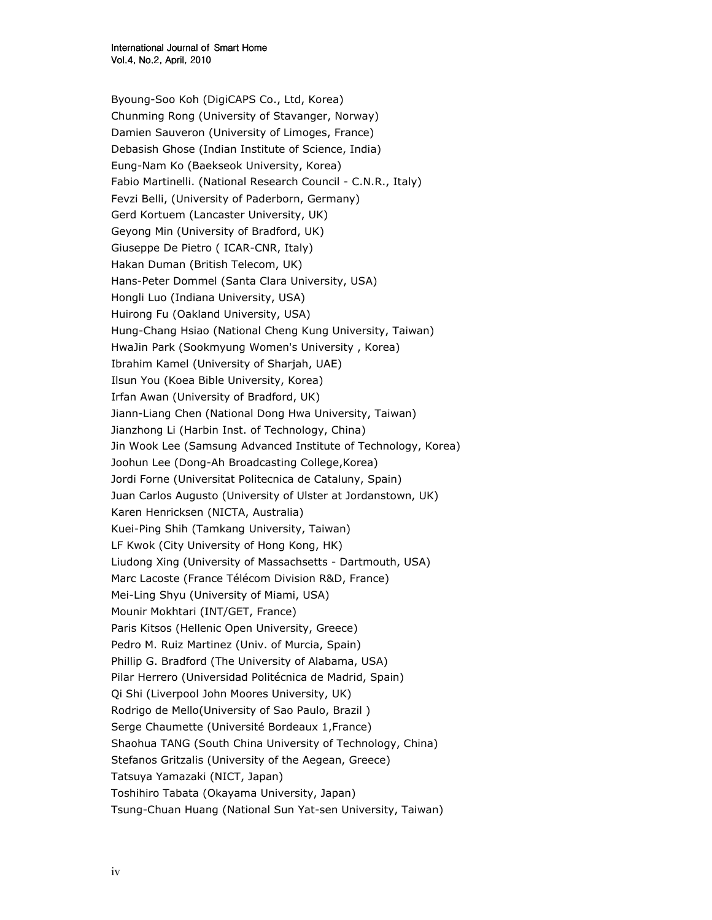Byoung-Soo Koh (DigiCAPS Co., Ltd, Korea)
Chunming Rong (University of Stavanger, Norway)
Damien Sauveron (University of Limoges, France)
Debasish Ghose (Indian Institute of Science, India)
Eung-Nam Ko (Baekseok University, Korea)
Fabio Martinelli. (National Research Council - C.N.R., Italy)
Fevzi Belli, (University of Paderborn, Germany)
Gerd Kortuem (Lancaster University, UK)
Geyong Min (University of Bradford, UK)
Giuseppe De Pietro ( ICAR-CNR, Italy)
Hakan Duman (British Telecom, UK)
Hans-Peter Dommel (Santa Clara University, USA)
Hongli Luo (Indiana University, USA)
Huirong Fu (Oakland University, USA)
Hung-Chang Hsiao (National Cheng Kung University, Taiwan)
HwaJin Park (Sookmyung Women's University , Korea)
Ibrahim Kamel (University of Sharjah, UAE)
Ilsun You (Koea Bible University, Korea)
Irfan Awan (University of Bradford, UK)
Jiann-Liang Chen (National Dong Hwa University, Taiwan)
Jianzhong Li (Harbin Inst. of Technology, China)
Jin Wook Lee (Samsung Advanced Institute of Technology, Korea)
Joohun Lee (Dong-Ah Broadcasting College,Korea)
Jordi Forne (Universitat Politecnica de Cataluny, Spain)
Juan Carlos Augusto (University of Ulster at Jordanstown, UK)
Karen Henricksen (NICTA, Australia)
Kuei-Ping Shih (Tamkang University, Taiwan)
LF Kwok (City University of Hong Kong, HK)
Liudong Xing (University of Massachsetts - Dartmouth, USA)
Marc Lacoste (France Télécom Division R&D, France)
Mei-Ling Shyu (University of Miami, USA)
Mounir Mokhtari (INT/GET, France)
Paris Kitsos (Hellenic Open University, Greece)
Pedro M. Ruiz Martinez (Univ. of Murcia, Spain)
Phillip G. Bradford (The University of Alabama, USA)
Pilar Herrero (Universidad Politécnica de Madrid, Spain)
Qi Shi (Liverpool John Moores University, UK)
Rodrigo de Mello(University of Sao Paulo, Brazil )
Serge Chaumette (Université Bordeaux 1,France)
Shaohua TANG (South China University of Technology, China)
Stefanos Gritzalis (University of the Aegean, Greece)
Tatsuya Yamazaki (NICT, Japan)
Toshihiro Tabata (Okayama University, Japan)
Tsung-Chuan Huang (National Sun Yat-sen University, Taiwan)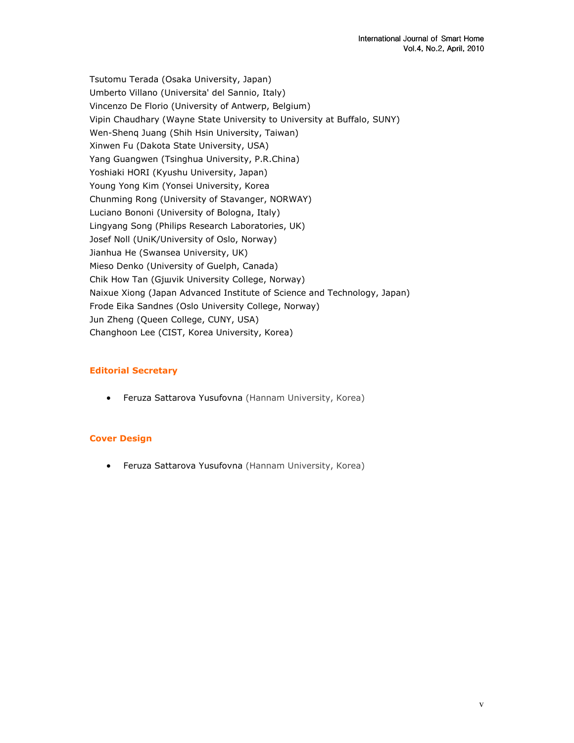Tsutomu Terada (Osaka University, Japan)
Umberto Villano (Universita' del Sannio, Italy)
Vincenzo De Florio (University of Antwerp, Belgium)
Vipin Chaudhary (Wayne State University to University at Buffalo, SUNY)
Wen-Shenq Juang (Shih Hsin University, Taiwan)
Xinwen Fu (Dakota State University, USA)
Yang Guangwen (Tsinghua University, P.R.China)
Yoshiaki HORI (Kyushu University, Japan)
Young Yong Kim (Yonsei University, Korea
Chunming Rong (University of Stavanger, NORWAY)
Luciano Bononi (University of Bologna, Italy)
Lingyang Song (Philips Research Laboratories, UK)
Josef Noll (UniK/University of Oslo, Norway)
Jianhua He (Swansea University, UK)
Mieso Denko (University of Guelph, Canada)
Chik How Tan (Gjшvik University College, Norway)
Naixue Xiong (Japan Advanced Institute of Science and Technology, Japan)
Frode Eika Sandnes (Oslo University College, Norway)
Jun Zheng (Queen College, CUNY, USA)
Changhoon Lee (CIST, Korea University, Korea)

**Editorial Secretary**

- Feruza Sattarova Yusufovna (Hannam University, Korea)

**Cover Design**

- Feruza Sattarova Yusufovna (Hannam University, Korea)